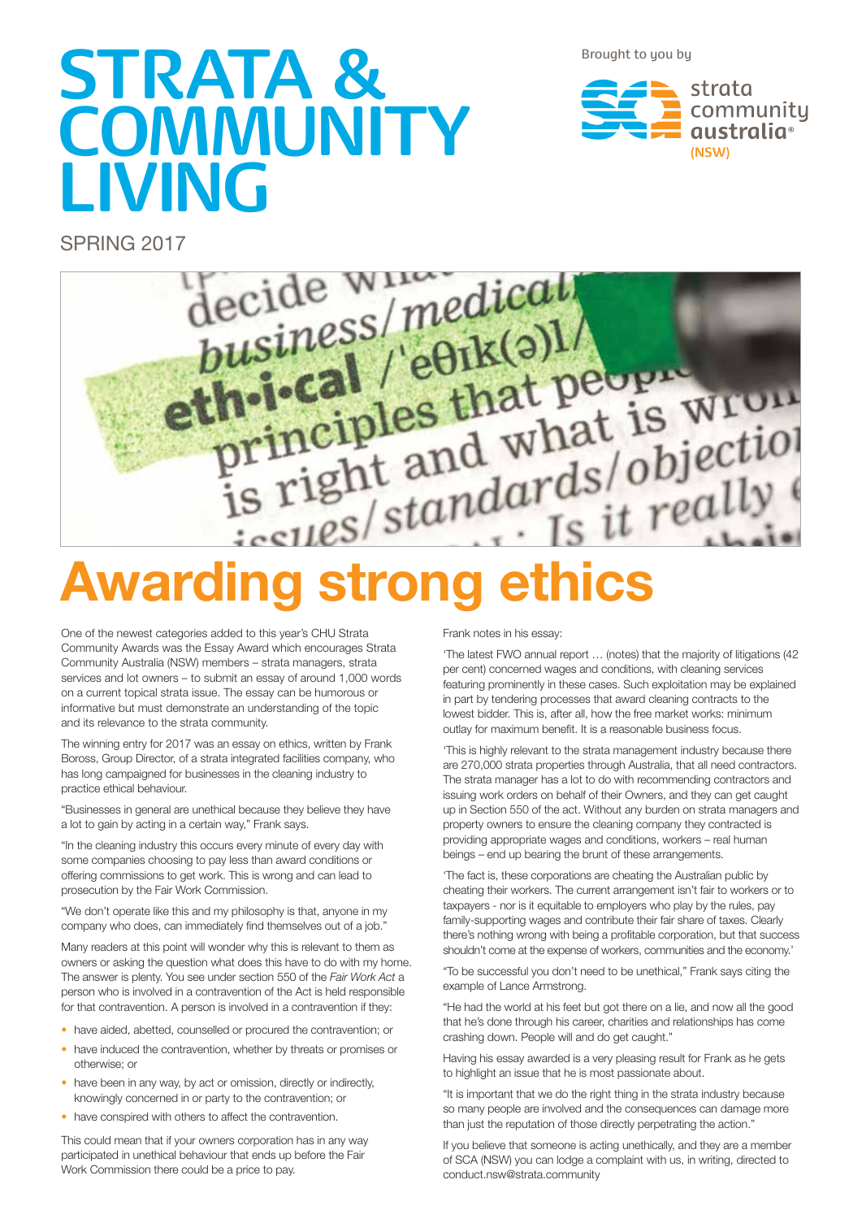# STRATA & COMMUNITY LIVING

Brought to you by

strata community australia® (NSW)

SPRING 2017

# Awarding strong ethics

One of the newest categories added to this year's CHU Strata Community Awards was the Essay Award which encourages Strata Community Australia (NSW) members – strata managers, strata services and lot owners – to submit an essay of around 1,000 words on a current topical strata issue. The essay can be humorous or informative but must demonstrate an understanding of the topic and its relevance to the strata community.

The winning entry for 2017 was an essay on ethics, written by Frank Boross, Group Director, of a strata integrated facilities company, who has long campaigned for businesses in the cleaning industry to practice ethical behaviour.

"Businesses in general are unethical because they believe they have a lot to gain by acting in a certain way," Frank says.

"In the cleaning industry this occurs every minute of every day with some companies choosing to pay less than award conditions or offering commissions to get work. This is wrong and can lead to prosecution by the Fair Work Commission.

"We don't operate like this and my philosophy is that, anyone in my company who does, can immediately find themselves out of a job."

Many readers at this point will wonder why this is relevant to them as owners or asking the question what does this have to do with my home. The answer is plenty. You see under section 550 of the *Fair Work Act* a person who is involved in a contravention of the Act is held responsible for that contravention. A person is involved in a contravention if they:

- have aided, abetted, counselled or procured the contravention; or
- have induced the contravention, whether by threats or promises or otherwise; or
- have been in any way, by act or omission, directly or indirectly, knowingly concerned in or party to the contravention; or
- have conspired with others to affect the contravention.

This could mean that if your owners corporation has in any way participated in unethical behaviour that ends up before the Fair Work Commission there could be a price to pay.

Frank notes in his essay:

'The latest FWO annual report … (notes) that the majority of litigations (42 per cent) concerned wages and conditions, with cleaning services featuring prominently in these cases. Such exploitation may be explained in part by tendering processes that award cleaning contracts to the lowest bidder. This is, after all, how the free market works: minimum outlay for maximum benefit. It is a reasonable business focus.

'This is highly relevant to the strata management industry because there are 270,000 strata properties through Australia, that all need contractors. The strata manager has a lot to do with recommending contractors and issuing work orders on behalf of their Owners, and they can get caught up in Section 550 of the act. Without any burden on strata managers and property owners to ensure the cleaning company they contracted is providing appropriate wages and conditions, workers – real human beings – end up bearing the brunt of these arrangements.

'The fact is, these corporations are cheating the Australian public by cheating their workers. The current arrangement isn't fair to workers or to taxpayers - nor is it equitable to employers who play by the rules, pay family-supporting wages and contribute their fair share of taxes. Clearly there's nothing wrong with being a profitable corporation, but that success shouldn't come at the expense of workers, communities and the economy.'

"To be successful you don't need to be unethical," Frank says citing the example of Lance Armstrong.

"He had the world at his feet but got there on a lie, and now all the good that he's done through his career, charities and relationships has come crashing down. People will and do get caught."

Having his essay awarded is a very pleasing result for Frank as he gets to highlight an issue that he is most passionate about.

"It is important that we do the right thing in the strata industry because so many people are involved and the consequences can damage more than just the reputation of those directly perpetrating the action."

If you believe that someone is acting unethically, and they are a member of SCA (NSW) you can lodge a complaint with us, in writing, directed to conduct.nsw@strata.community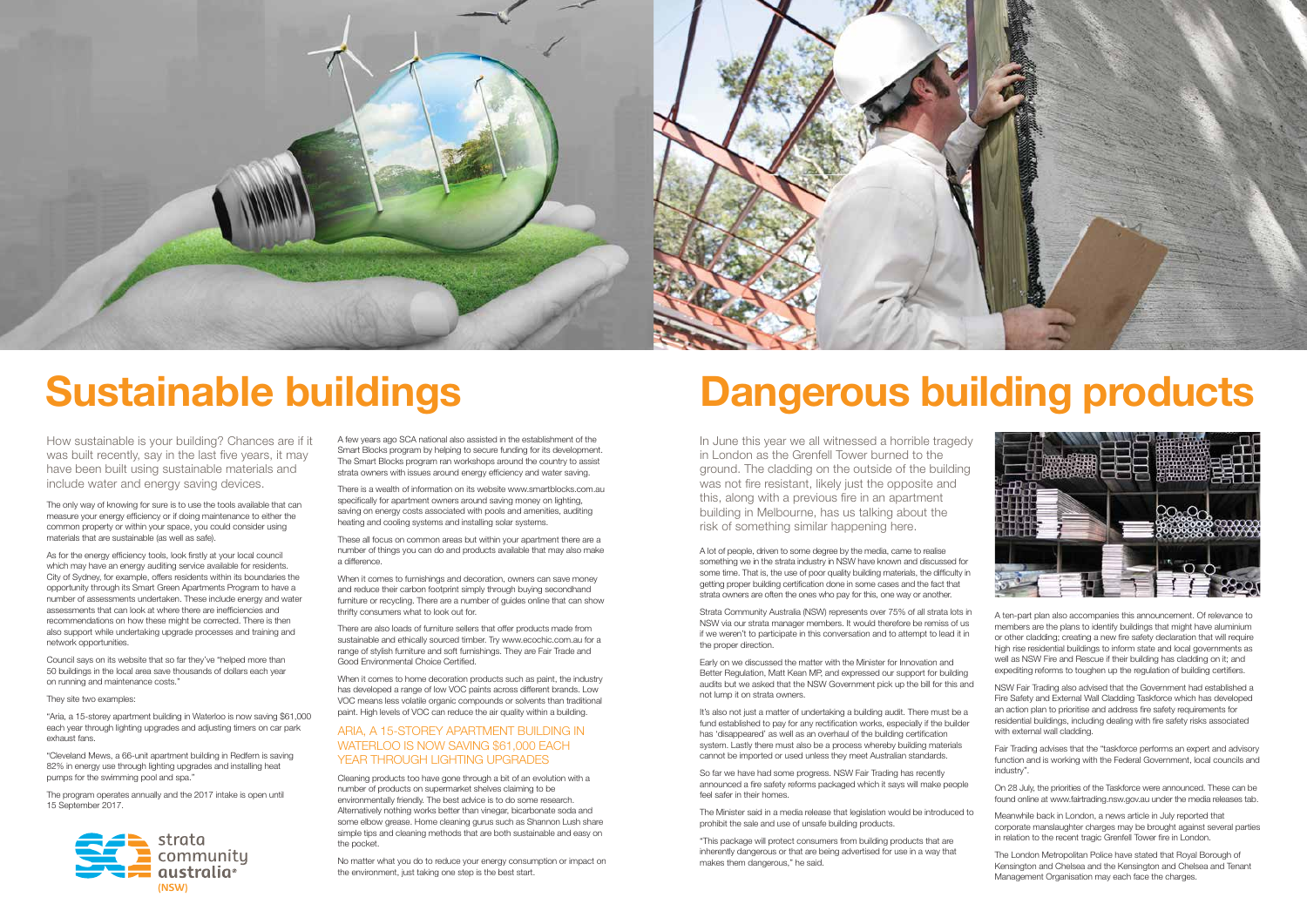# Sustainable buildings

How sustainable is your building? Chances are if it was built recently, say in the last five years, it may have been built using sustainable materials and include water and energy saving devices.

The only way of knowing for sure is to use the tools available that can measure your energy efficiency or if doing maintenance to either the common property or within your space, you could consider using materials that are sustainable (as well as safe).

As for the energy efficiency tools, look firstly at your local council which may have an energy auditing service available for residents. City of Sydney, for example, offers residents within its boundaries the opportunity through its Smart Green Apartments Program to have a number of assessments undertaken. These include energy and water assessments that can look at where there are inefficiencies and recommendations on how these might be corrected. There is then also support while undertaking upgrade processes and training and network opportunities.

Council says on its website that so far they've "helped more than 50 buildings in the local area save thousands of dollars each year on running and maintenance costs."

They site two examples:

"Aria, a 15-storey apartment building in Waterloo is now saving $61,000 each year through lighting upgrades and adjusting timers on car park exhaust fans.

"Cleveland Mews, a 66-unit apartment building in Redfern is saving 82% in energy use through lighting upgrades and installing heat pumps for the swimming pool and spa."

The program operates annually and the 2017 intake is open until 15 September 2017.

A few years ago SCA national also assisted in the establishment of the Smart Blocks program by helping to secure funding for its development. The Smart Blocks program ran workshops around the country to assist strata owners with issues around energy efficiency and water saving.

There is a wealth of information on its website www.smartblocks.com.au specifically for apartment owners around saving money on lighting, saving on energy costs associated with pools and amenities, auditing heating and cooling systems and installing solar systems.

These all focus on common areas but within your apartment there are a number of things you can do and products available that may also make a difference.

When it comes to furnishings and decoration, owners can save money and reduce their carbon footprint simply through buying secondhand furniture or recycling. There are a number of guides online that can show thrifty consumers what to look out for.

There are also loads of furniture sellers that offer products made from sustainable and ethically sourced timber. Try www.ecochic.com.au for a range of stylish furniture and soft furnishings. They are Fair Trade and Good Environmental Choice Certified.

When it comes to home decoration products such as paint, the industry has developed a range of low VOC paints across different brands. Low VOC means less volatile organic compounds or solvents than traditional paint. High levels of VOC can reduce the air quality within a building.

### ARIA, A 15-STOREY APARTMENT BUILDING IN WATERLOO IS NOW SAVING $61,000 EACH YEAR THROUGH LIGHTING UPGRADES

Cleaning products too have gone through a bit of an evolution with a number of products on supermarket shelves claiming to be environmentally friendly. The best advice is to do some research. Alternatively nothing works better than vinegar, bicarbonate soda and some elbow grease. Home cleaning gurus such as Shannon Lush share simple tips and cleaning methods that are both sustainable and easy on the pocket.

No matter what you do to reduce your energy consumption or impact on the environment, just taking one step is the best start.

# Dangerous building products

In June this year we all witnessed a horrible tragedy in London as the Grenfell Tower burned to the ground. The cladding on the outside of the building was not fire resistant, likely just the opposite and this, along with a previous fire in an apartment building in Melbourne, has us talking about the risk of something similar happening here.

A lot of people, driven to some degree by the media, came to realise something we in the strata industry in NSW have known and discussed for some time. That is, the use of poor quality building materials, the difficulty in getting proper building certification done in some cases and the fact that strata owners are often the ones who pay for this, one way or another.

Strata Community Australia (NSW) represents over 75% of all strata lots in NSW via our strata manager members. It would therefore be remiss of us if we weren't to participate in this conversation and to attempt to lead it in the proper direction.

Early on we discussed the matter with the Minister for Innovation and Better Regulation, Matt Kean MP, and expressed our support for building audits but we asked that the NSW Government pick up the bill for this and not lump it on strata owners.

It's also not just a matter of undertaking a building audit. There must be a fund established to pay for any rectification works, especially if the builder has 'disappeared' as well as an overhaul of the building certification system. Lastly there must also be a process whereby building materials cannot be imported or used unless they meet Australian standards.

So far we have had some progress. NSW Fair Trading has recently announced a fire safety reforms packaged which it says will make people feel safer in their homes.

The Minister said in a media release that legislation would be introduced to prohibit the sale and use of unsafe building products.

"This package will protect consumers from building products that are inherently dangerous or that are being advertised for use in a way that makes them dangerous," he said.

A ten-part plan also accompanies this announcement. Of relevance to members are the plans to identify buildings that might have aluminium or other cladding; creating a new fire safety declaration that will require high rise residential buildings to inform state and local governments as well as NSW Fire and Rescue if their building has cladding on it; and expediting reforms to toughen up the regulation of building certifiers.

NSW Fair Trading also advised that the Government had established a Fire Safety and External Wall Cladding Taskforce which has developed an action plan to prioritise and address fire safety requirements for residential buildings, including dealing with fire safety risks associated with external wall cladding.

Fair Trading advises that the "taskforce performs an expert and advisory function and is working with the Federal Government, local councils and industry".

On 28 July, the priorities of the Taskforce were announced. These can be found online at www.fairtrading.nsw.gov.au under the media releases tab.

Meanwhile back in London, a news article in July reported that corporate manslaughter charges may be brought against several parties in relation to the recent tragic Grenfell Tower fire in London.

The London Metropolitan Police have stated that Royal Borough of Kensington and Chelsea and the Kensington and Chelsea and Tenant Management Organisation may each face the charges.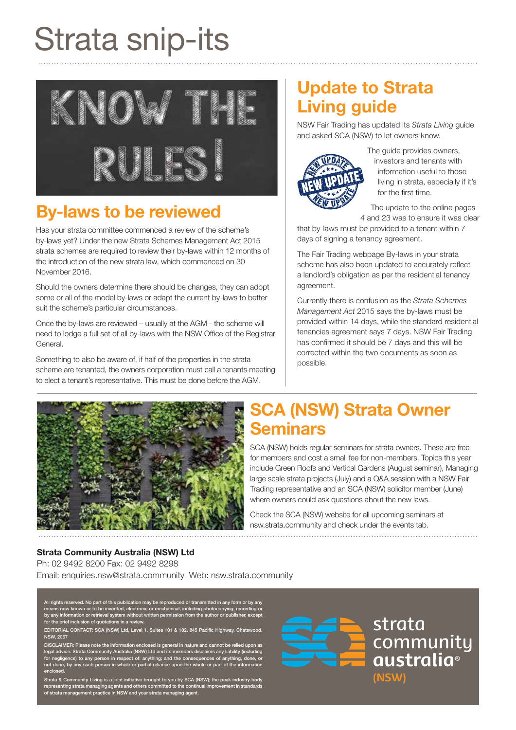# Strata snip-its

## By-laws to be reviewed

Has your strata committee commenced a review of the scheme's by-laws yet? Under the new Strata Schemes Management Act 2015 strata schemes are required to review their by-laws within 12 months of the introduction of the new strata law, which commenced on 30 November 2016.

Should the owners determine there should be changes, they can adopt some or all of the model by-laws or adapt the current by-laws to better suit the scheme's particular circumstances.

Once the by-laws are reviewed – usually at the AGM - the scheme will need to lodge a full set of all by-laws with the NSW Office of the Registrar General.

Something to also be aware of, if half of the properties in the strata scheme are tenanted, the owners corporation must call a tenants meeting to elect a tenant's representative. This must be done before the AGM.

## Update to Strata Living guide

NSW Fair Trading has updated its *Strata Living* guide and asked SCA (NSW) to let owners know.

The guide provides owners, investors and tenants with information useful to those living in strata, especially if it's for the first time.

The update to the online pages 4 and 23 was to ensure it was clear that by-laws must be provided to a tenant within 7 days of signing a tenancy agreement.

The Fair Trading webpage By-laws in your strata scheme has also been updated to accurately reflect a landlord's obligation as per the residential tenancy agreement.

Currently there is confusion as the *Strata Schemes Management Act* 2015 says the by-laws must be provided within 14 days, while the standard residential tenancies agreement says 7 days. NSW Fair Trading has confirmed it should be 7 days and this will be corrected within the two documents as soon as possible.

## SCA (NSW) Strata Owner Seminars

SCA (NSW) holds regular seminars for strata owners. These are free for members and cost a small fee for non-members. Topics this year include Green Roofs and Vertical Gardens (August seminar), Managing large scale strata projects (July) and a Q&A session with a NSW Fair Trading representative and an SCA (NSW) solicitor member (June) where owners could ask questions about the new laws.

Check the SCA (NSW) website for all upcoming seminars at nsw.strata.community and check under the events tab.

**Strata Community Australia (NSW) Ltd**
Ph: 02 9492 8200 Fax: 02 9492 8298
Email: enquiries.nsw@strata.community Web: nsw.strata.community

All rights reserved. No part of this publication may be reproduced or transmitted in any form or by any means now known or to be invented, electronic or mechanical, including photocopying, recording or by any information or retrieval system without written permission from the author or publisher, except for the brief inclusion of quotations in a review.

EDITORIAL CONTACT: SCA (NSW) Ltd, Level 1, Suites 101 & 102, 845 Pacific Highway, Chatswood, NSW, 2067

DISCLAIMER: Please note the information enclosed is general in nature and cannot be relied upon as legal advice. Strata Community Australia (NSW) Ltd and its members disclaims any liability (including for negligence) to any person in respect of: anything; and the consequences of anything, done, or not done, by any such person in whole or partial reliance upon the whole or part of the information enclosed.

Strata & Community Living is a joint initiative brought to you by SCA (NSW); the peak industry body representing strata managing agents and others committed to the continual improvement in standards of strata management practice in NSW and your strata managing agent.

strata community australia® (NSW)